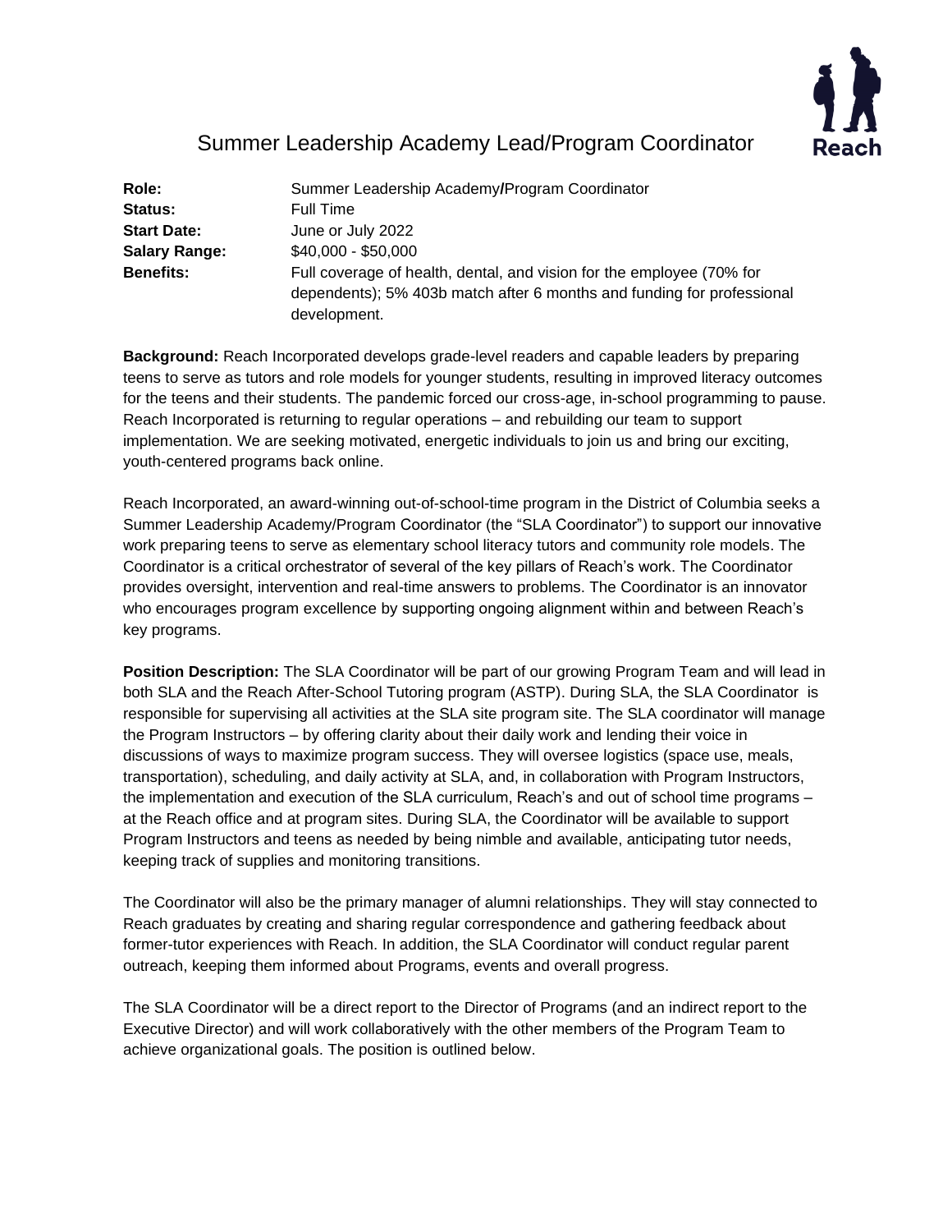# Summer Leadership Academy Lead/Program Coordinator

| | |
|---|---|
| **Role:** | Summer Leadership Academy**/**Program Coordinator |
| **Status:** | Full Time |
| **Start Date:** | June or July 2022 |
| **Salary Range:** | $40,000 - $50,000 |
| **Benefits:** | Full coverage of health, dental, and vision for the employee (70% for dependents); 5% 403b match after 6 months and funding for professional development. |

**Background:** Reach Incorporated develops grade-level readers and capable leaders by preparing teens to serve as tutors and role models for younger students, resulting in improved literacy outcomes for the teens and their students. The pandemic forced our cross-age, in-school programming to pause. Reach Incorporated is returning to regular operations – and rebuilding our team to support implementation. We are seeking motivated, energetic individuals to join us and bring our exciting, youth-centered programs back online.

Reach Incorporated, an award-winning out-of-school-time program in the District of Columbia seeks a Summer Leadership Academy/Program Coordinator (the "SLA Coordinator") to support our innovative work preparing teens to serve as elementary school literacy tutors and community role models. The Coordinator is a critical orchestrator of several of the key pillars of Reach's work. The Coordinator provides oversight, intervention and real-time answers to problems. The Coordinator is an innovator who encourages program excellence by supporting ongoing alignment within and between Reach's key programs.

**Position Description:** The SLA Coordinator will be part of our growing Program Team and will lead in both SLA and the Reach After-School Tutoring program (ASTP). During SLA, the SLA Coordinator is responsible for supervising all activities at the SLA site program site. The SLA coordinator will manage the Program Instructors – by offering clarity about their daily work and lending their voice in discussions of ways to maximize program success. They will oversee logistics (space use, meals, transportation), scheduling, and daily activity at SLA, and, in collaboration with Program Instructors, the implementation and execution of the SLA curriculum, Reach's and out of school time programs – at the Reach office and at program sites. During SLA, the Coordinator will be available to support Program Instructors and teens as needed by being nimble and available, anticipating tutor needs, keeping track of supplies and monitoring transitions.

The Coordinator will also be the primary manager of alumni relationships. They will stay connected to Reach graduates by creating and sharing regular correspondence and gathering feedback about former-tutor experiences with Reach. In addition, the SLA Coordinator will conduct regular parent outreach, keeping them informed about Programs, events and overall progress.

The SLA Coordinator will be a direct report to the Director of Programs (and an indirect report to the Executive Director) and will work collaboratively with the other members of the Program Team to achieve organizational goals. The position is outlined below.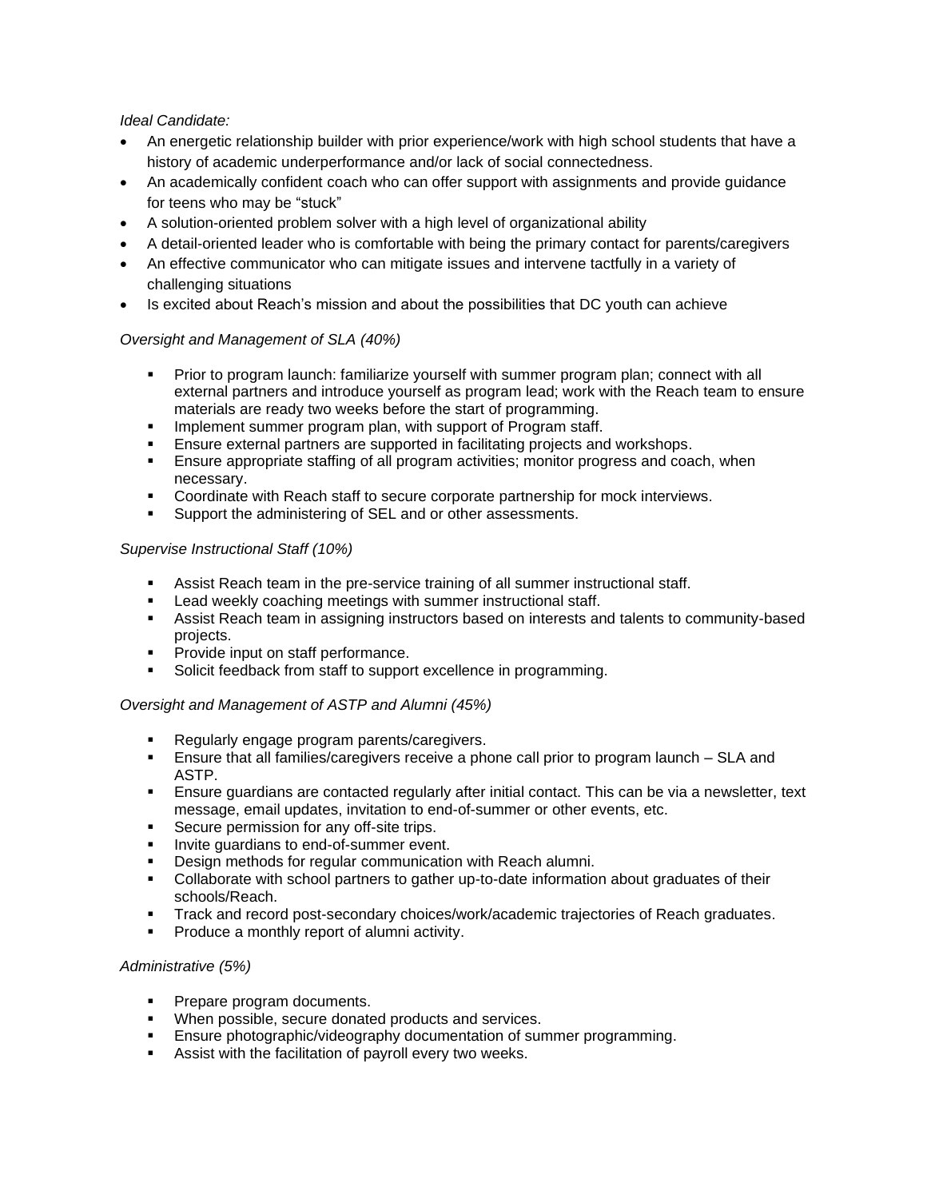*Ideal Candidate:*

- An energetic relationship builder with prior experience/work with high school students that have a history of academic underperformance and/or lack of social connectedness.
- An academically confident coach who can offer support with assignments and provide guidance for teens who may be "stuck"
- A solution-oriented problem solver with a high level of organizational ability
- A detail-oriented leader who is comfortable with being the primary contact for parents/caregivers
- An effective communicator who can mitigate issues and intervene tactfully in a variety of challenging situations
- Is excited about Reach's mission and about the possibilities that DC youth can achieve

*Oversight and Management of SLA (40%)*

- Prior to program launch: familiarize yourself with summer program plan; connect with all external partners and introduce yourself as program lead; work with the Reach team to ensure materials are ready two weeks before the start of programming.
- Implement summer program plan, with support of Program staff.
- Ensure external partners are supported in facilitating projects and workshops.
- Ensure appropriate staffing of all program activities; monitor progress and coach, when necessary.
- Coordinate with Reach staff to secure corporate partnership for mock interviews.
- Support the administering of SEL and or other assessments.

*Supervise Instructional Staff (10%)*

- Assist Reach team in the pre-service training of all summer instructional staff.
- Lead weekly coaching meetings with summer instructional staff.
- Assist Reach team in assigning instructors based on interests and talents to community-based projects.
- Provide input on staff performance.
- Solicit feedback from staff to support excellence in programming.

*Oversight and Management of ASTP and Alumni (45%)*

- Regularly engage program parents/caregivers.
- Ensure that all families/caregivers receive a phone call prior to program launch – SLA and ASTP.
- Ensure guardians are contacted regularly after initial contact. This can be via a newsletter, text message, email updates, invitation to end-of-summer or other events, etc.
- Secure permission for any off-site trips.
- Invite guardians to end-of-summer event.
- Design methods for regular communication with Reach alumni.
- Collaborate with school partners to gather up-to-date information about graduates of their schools/Reach.
- Track and record post-secondary choices/work/academic trajectories of Reach graduates.
- Produce a monthly report of alumni activity.

*Administrative (5%)*

- Prepare program documents.
- When possible, secure donated products and services.
- Ensure photographic/videography documentation of summer programming.
- Assist with the facilitation of payroll every two weeks.